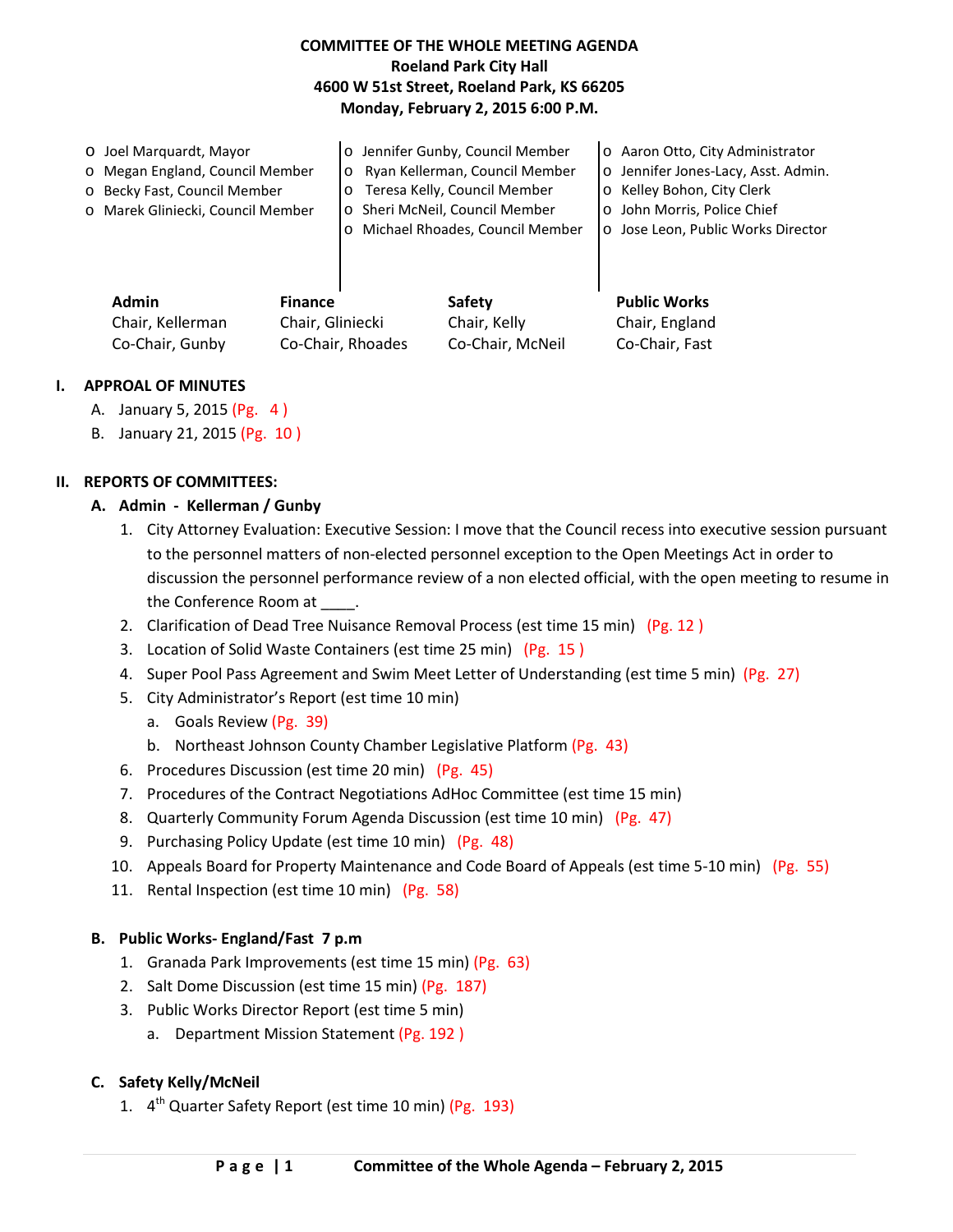# COMMITTEE OF THE WHOLE MEETING AGENDA
**Roeland Park City Hall**
**4600 W 51st Street, Roeland Park, KS 66205**
**Monday, February 2, 2015 6:00 P.M.**

- Joel Marquardt, Mayor
- Megan England, Council Member
- Becky Fast, Council Member
- Marek Gliniecki, Council Member
- Jennifer Gunby, Council Member
- Ryan Kellerman, Council Member
- Teresa Kelly, Council Member
- Sheri McNeil, Council Member
- Michael Rhoades, Council Member
- Aaron Otto, City Administrator
- Jennifer Jones-Lacy, Asst. Admin.
- Kelley Bohon, City Clerk
- John Morris, Police Chief
- Jose Leon, Public Works Director

| Admin | Finance | Safety | Public Works |
|---|---|---|---|
| Chair, Kellerman | Chair, Gliniecki | Chair, Kelly | Chair, England |
| Co-Chair, Gunby | Co-Chair, Rhoades | Co-Chair, McNeil | Co-Chair, Fast |

## I. APPROAL OF MINUTES

A. January 5, 2015 (Pg. 4 )
B. January 21, 2015 (Pg. 10 )

## II. REPORTS OF COMMITTEES:

### A. Admin - Kellerman / Gunby

1. City Attorney Evaluation: Executive Session: I move that the Council recess into executive session pursuant to the personnel matters of non-elected personnel exception to the Open Meetings Act in order to discussion the personnel performance review of a non elected official, with the open meeting to resume in the Conference Room at ____.
2. Clarification of Dead Tree Nuisance Removal Process (est time 15 min) (Pg. 12 )
3. Location of Solid Waste Containers (est time 25 min) (Pg. 15 )
4. Super Pool Pass Agreement and Swim Meet Letter of Understanding (est time 5 min) (Pg. 27)
5. City Administrator's Report (est time 10 min)
   a. Goals Review (Pg. 39)
   b. Northeast Johnson County Chamber Legislative Platform (Pg. 43)
6. Procedures Discussion (est time 20 min) (Pg. 45)
7. Procedures of the Contract Negotiations AdHoc Committee (est time 15 min)
8. Quarterly Community Forum Agenda Discussion (est time 10 min) (Pg. 47)
9. Purchasing Policy Update (est time 10 min) (Pg. 48)
10. Appeals Board for Property Maintenance and Code Board of Appeals (est time 5-10 min) (Pg. 55)
11. Rental Inspection (est time 10 min) (Pg. 58)

### B. Public Works- England/Fast 7 p.m

1. Granada Park Improvements (est time 15 min) (Pg. 63)
2. Salt Dome Discussion (est time 15 min) (Pg. 187)
3. Public Works Director Report (est time 5 min)
   a. Department Mission Statement (Pg. 192 )

### C. Safety Kelly/McNeil

1. 4th Quarter Safety Report (est time 10 min) (Pg. 193)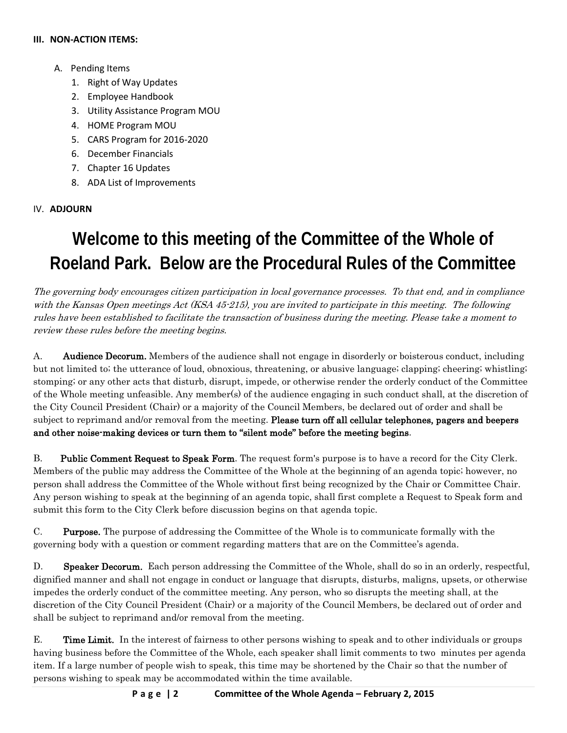**III. NON-ACTION ITEMS:**

A. Pending Items
   1. Right of Way Updates
   2. Employee Handbook
   3. Utility Assistance Program MOU
   4. HOME Program MOU
   5. CARS Program for 2016-2020
   6. December Financials
   7. Chapter 16 Updates
   8. ADA List of Improvements

IV. **ADJOURN**

# Welcome to this meeting of the Committee of the Whole of Roeland Park. Below are the Procedural Rules of the Committee

*The governing body encourages citizen participation in local governance processes. To that end, and in compliance with the Kansas Open meetings Act (KSA 45-215), you are invited to participate in this meeting. The following rules have been established to facilitate the transaction of business during the meeting. Please take a moment to review these rules before the meeting begins.*

A. **Audience Decorum.** Members of the audience shall not engage in disorderly or boisterous conduct, including but not limited to; the utterance of loud, obnoxious, threatening, or abusive language; clapping; cheering; whistling; stomping; or any other acts that disturb, disrupt, impede, or otherwise render the orderly conduct of the Committee of the Whole meeting unfeasible. Any member(s) of the audience engaging in such conduct shall, at the discretion of the City Council President (Chair) or a majority of the Council Members, be declared out of order and shall be subject to reprimand and/or removal from the meeting. **Please turn off all cellular telephones, pagers and beepers and other noise-making devices or turn them to "silent mode" before the meeting begins**.

B. **Public Comment Request to Speak Form**. The request form's purpose is to have a record for the City Clerk. Members of the public may address the Committee of the Whole at the beginning of an agenda topic; however, no person shall address the Committee of the Whole without first being recognized by the Chair or Committee Chair. Any person wishing to speak at the beginning of an agenda topic, shall first complete a Request to Speak form and submit this form to the City Clerk before discussion begins on that agenda topic.

C. **Purpose.** The purpose of addressing the Committee of the Whole is to communicate formally with the governing body with a question or comment regarding matters that are on the Committee's agenda.

D. **Speaker Decorum.** Each person addressing the Committee of the Whole, shall do so in an orderly, respectful, dignified manner and shall not engage in conduct or language that disrupts, disturbs, maligns, upsets, or otherwise impedes the orderly conduct of the committee meeting. Any person, who so disrupts the meeting shall, at the discretion of the City Council President (Chair) or a majority of the Council Members, be declared out of order and shall be subject to reprimand and/or removal from the meeting.

E. **Time Limit.** In the interest of fairness to other persons wishing to speak and to other individuals or groups having business before the Committee of the Whole, each speaker shall limit comments to two minutes per agenda item. If a large number of people wish to speak, this time may be shortened by the Chair so that the number of persons wishing to speak may be accommodated within the time available.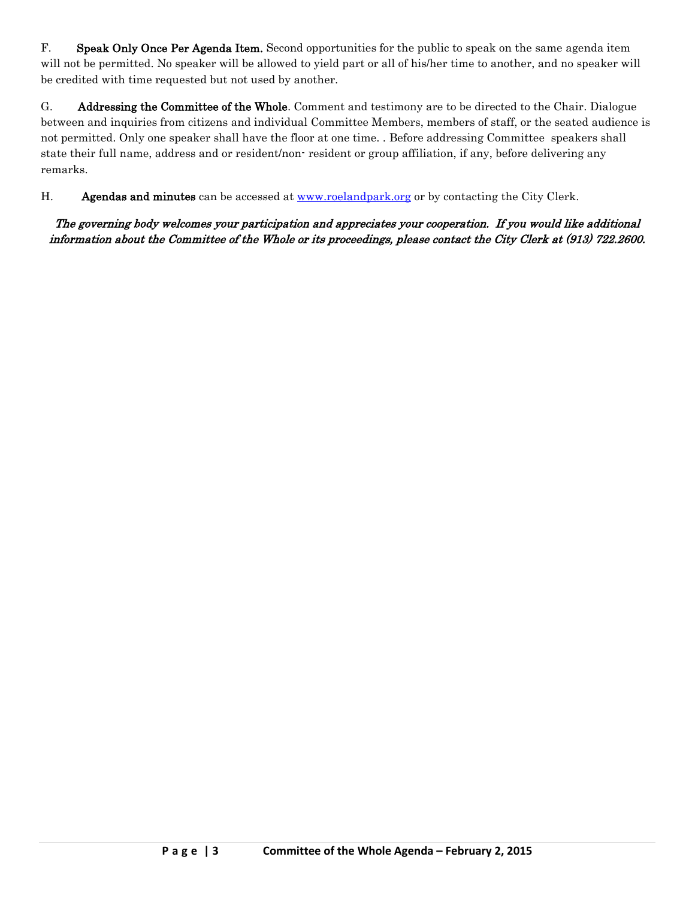F. **Speak Only Once Per Agenda Item.** Second opportunities for the public to speak on the same agenda item will not be permitted. No speaker will be allowed to yield part or all of his/her time to another, and no speaker will be credited with time requested but not used by another.

G. **Addressing the Committee of the Whole**. Comment and testimony are to be directed to the Chair. Dialogue between and inquiries from citizens and individual Committee Members, members of staff, or the seated audience is not permitted. Only one speaker shall have the floor at one time. . Before addressing Committee speakers shall state their full name, address and or resident/non- resident or group affiliation, if any, before delivering any remarks.

H. **Agendas and minutes** can be accessed at [www.roelandpark.org](http://www.roelandpark.org) or by contacting the City Clerk.

***The governing body welcomes your participation and appreciates your cooperation. If you would like additional information about the Committee of the Whole or its proceedings, please contact the City Clerk at (913) 722.2600.***